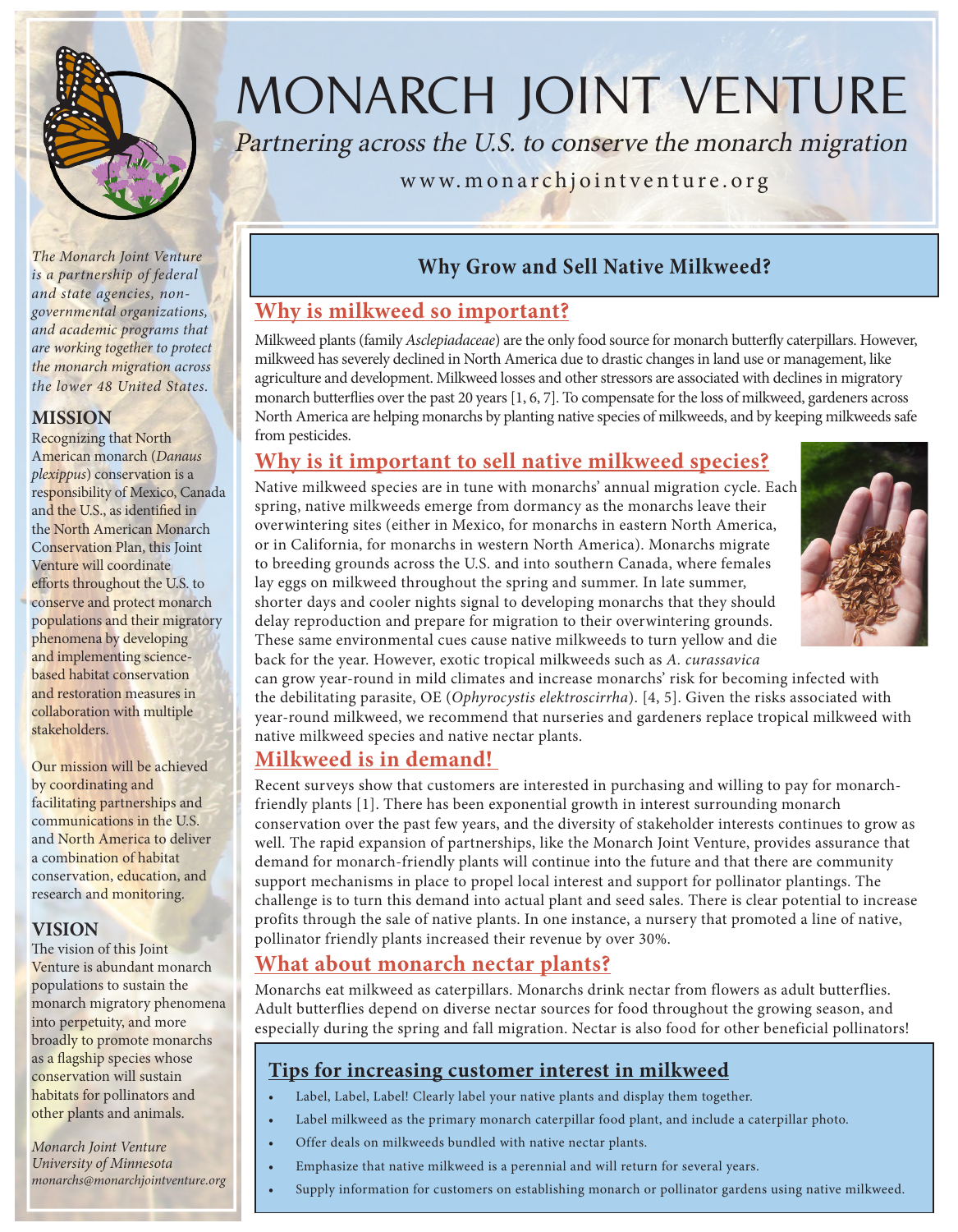# MONARCH JOINT VENTURE

*Partnering across the U.S. to conserve the monarch migration*

www.monarchjointventure.org

*The Monarch Joint Venture is a partnership of federal and state agencies, non-governmental organizations, and academic programs that are working together to protect the monarch migration across the lower 48 United States.*

### MISSION

Recognizing that North American monarch (*Danaus plexippus*) conservation is a responsibility of Mexico, Canada and the U.S., as identified in the North American Monarch Conservation Plan, this Joint Venture will coordinate efforts throughout the U.S. to conserve and protect monarch populations and their migratory phenomena by developing and implementing science-based habitat conservation and restoration measures in collaboration with multiple stakeholders.

Our mission will be achieved by coordinating and facilitating partnerships and communications in the U.S. and North America to deliver a combination of habitat conservation, education, and research and monitoring.

### VISION

The vision of this Joint Venture is abundant monarch populations to sustain the monarch migratory phenomena into perpetuity, and more broadly to promote monarchs as a flagship species whose conservation will sustain habitats for pollinators and other plants and animals.

*Monarch Joint Venture*
*University of Minnesota*
*monarchs@monarchjointventure.org*

## Why Grow and Sell Native Milkweed?

### Why is milkweed so important?

Milkweed plants (family *Asclepiadaceae*) are the only food source for monarch butterfly caterpillars. However, milkweed has severely declined in North America due to drastic changes in land use or management, like agriculture and development. Milkweed losses and other stressors are associated with declines in migratory monarch butterflies over the past 20 years [1, 6, 7]. To compensate for the loss of milkweed, gardeners across North America are helping monarchs by planting native species of milkweeds, and by keeping milkweeds safe from pesticides.

### Why is it important to sell native milkweed species?

Native milkweed species are in tune with monarchs' annual migration cycle. Each spring, native milkweeds emerge from dormancy as the monarchs leave their overwintering sites (either in Mexico, for monarchs in eastern North America, or in California, for monarchs in western North America). Monarchs migrate to breeding grounds across the U.S. and into southern Canada, where females lay eggs on milkweed throughout the spring and summer. In late summer, shorter days and cooler nights signal to developing monarchs that they should delay reproduction and prepare for migration to their overwintering grounds. These same environmental cues cause native milkweeds to turn yellow and die back for the year. However, exotic tropical milkweeds such as *A. curassavica* can grow year-round in mild climates and increase monarchs' risk for becoming infected with the debilitating parasite, OE (*Ophyrocystis elektroscirrha*). [4, 5]. Given the risks associated with year-round milkweed, we recommend that nurseries and gardeners replace tropical milkweed with native milkweed species and native nectar plants.

### Milkweed is in demand!

Recent surveys show that customers are interested in purchasing and willing to pay for monarch-friendly plants [1]. There has been exponential growth in interest surrounding monarch conservation over the past few years, and the diversity of stakeholder interests continues to grow as well. The rapid expansion of partnerships, like the Monarch Joint Venture, provides assurance that demand for monarch-friendly plants will continue into the future and that there are community support mechanisms in place to propel local interest and support for pollinator plantings. The challenge is to turn this demand into actual plant and seed sales. There is clear potential to increase profits through the sale of native plants. In one instance, a nursery that promoted a line of native, pollinator friendly plants increased their revenue by over 30%.

### What about monarch nectar plants?

Monarchs eat milkweed as caterpillars. Monarchs drink nectar from flowers as adult butterflies. Adult butterflies depend on diverse nectar sources for food throughout the growing season, and especially during the spring and fall migration. Nectar is also food for other beneficial pollinators!

### Tips for increasing customer interest in milkweed

- Label, Label, Label! Clearly label your native plants and display them together.
- Label milkweed as the primary monarch caterpillar food plant, and include a caterpillar photo.
- Offer deals on milkweeds bundled with native nectar plants.
- Emphasize that native milkweed is a perennial and will return for several years.
- Supply information for customers on establishing monarch or pollinator gardens using native milkweed.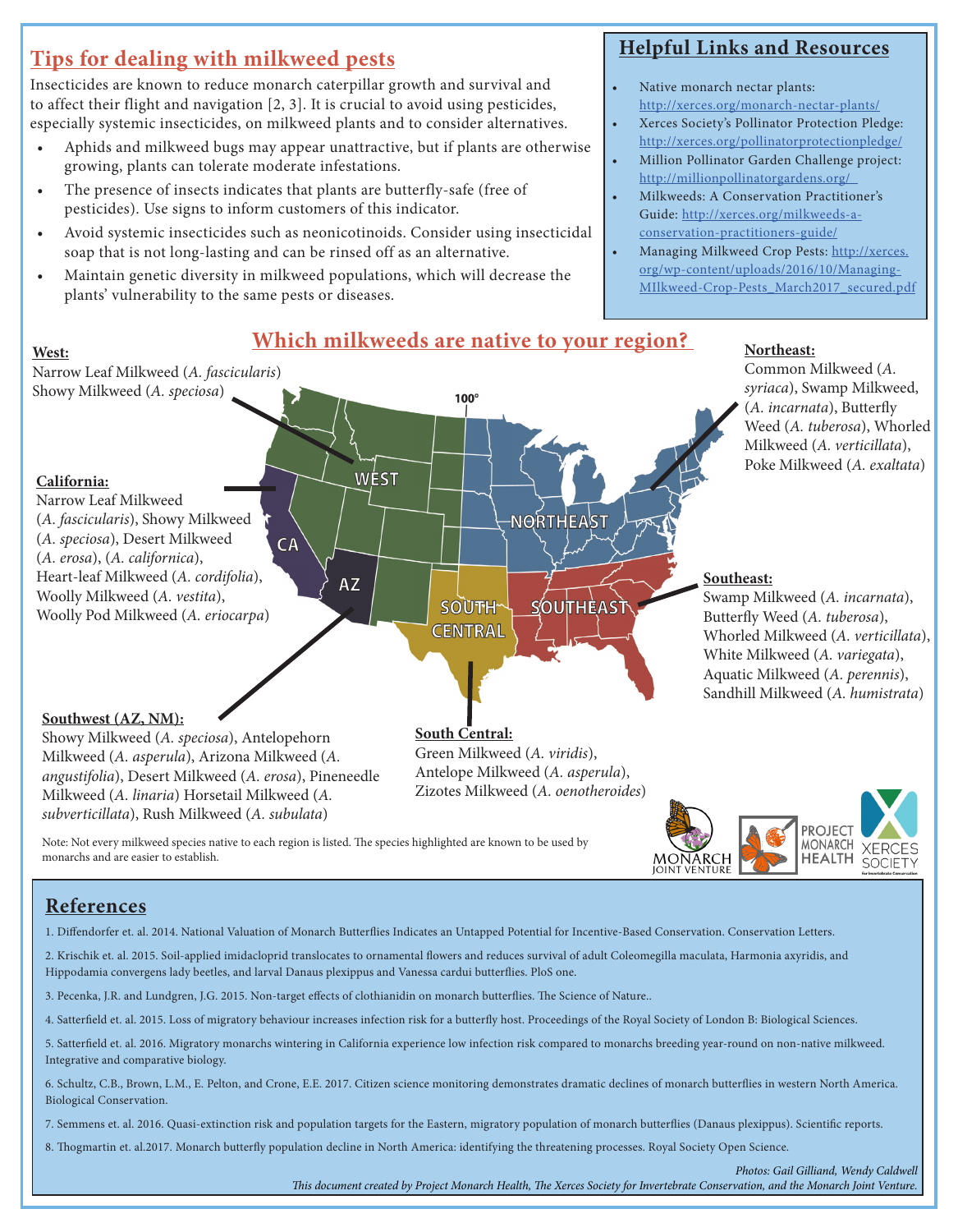## Tips for dealing with milkweed pests

Insecticides are known to reduce monarch caterpillar growth and survival and to affect their flight and navigation [2, 3]. It is crucial to avoid using pesticides, especially systemic insecticides, on milkweed plants and to consider alternatives.

- Aphids and milkweed bugs may appear unattractive, but if plants are otherwise growing, plants can tolerate moderate infestations.
- The presence of insects indicates that plants are butterfly-safe (free of pesticides). Use signs to inform customers of this indicator.
- Avoid systemic insecticides such as neonicotinoids. Consider using insecticidal soap that is not long-lasting and can be rinsed off as an alternative.
- Maintain genetic diversity in milkweed populations, which will decrease the plants' vulnerability to the same pests or diseases.

## Helpful Links and Resources

- Native monarch nectar plants: http://xerces.org/monarch-nectar-plants/
- Xerces Society's Pollinator Protection Pledge: http://xerces.org/pollinatorprotectionpledge/
- Million Pollinator Garden Challenge project: http://millionpollinatorgardens.org/
- Milkweeds: A Conservation Practitioner's Guide: http://xerces.org/milkweeds-a-conservation-practitioners-guide/
- Managing Milkweed Crop Pests: http://xerces.org/wp-content/uploads/2016/10/Managing-MIlkweed-Crop-Pests_March2017_secured.pdf

## Which milkweeds are native to your region?

100°

WEST

CA

AZ

NORTHEAST

SOUTH CENTRAL

SOUTHEAST

**West:**
Narrow Leaf Milkweed (*A. fascicularis*)
Showy Milkweed (*A. speciosa*)

**California:**
Narrow Leaf Milkweed (*A. fascicularis*), Showy Milkweed (*A. speciosa*), Desert Milkweed (*A. erosa*), (*A. californica*), Heart-leaf Milkweed (*A. cordifolia*), Woolly Milkweed (*A. vestita*), Woolly Pod Milkweed (*A. eriocarpa*)

**Northeast:**
Common Milkweed (*A. syriaca*), Swamp Milkweed, (*A. incarnata*), Butterfly Weed (*A. tuberosa*), Whorled Milkweed (*A. verticillata*), Poke Milkweed (*A. exaltata*)

**Southeast:**
Swamp Milkweed (*A. incarnata*), Butterfly Weed (*A. tuberosa*), Whorled Milkweed (*A. verticillata*), White Milkweed (*A. variegata*), Aquatic Milkweed (*A. perennis*), Sandhill Milkweed (*A. humistrata*)

**Southwest (AZ, NM):**
Showy Milkweed (*A. speciosa*), Antelopehorn Milkweed (*A. asperula*), Arizona Milkweed (*A. angustifolia*), Desert Milkweed (*A. erosa*), Pineneedle Milkweed (*A. linaria*) Horsetail Milkweed (*A. subverticillata*), Rush Milkweed (*A. subulata*)

**South Central:**
Green Milkweed (*A. viridis*), Antelope Milkweed (*A. asperula*), Zizotes Milkweed (*A. oenotheroides*)

Note: Not every milkweed species native to each region is listed. The species highlighted are known to be used by monarchs and are easier to establish.

MONARCH JOINT VENTURE

PROJECT MONARCH HEALTH

XERCES SOCIETY for Invertebrate Conservation

## References

1. Diffendorfer et. al. 2014. National Valuation of Monarch Butterflies Indicates an Untapped Potential for Incentive-Based Conservation. Conservation Letters.

2. Krischik et. al. 2015. Soil-applied imidacloprid translocates to ornamental flowers and reduces survival of adult Coleomegilla maculata, Harmonia axyridis, and Hippodamia convergens lady beetles, and larval Danaus plexippus and Vanessa cardui butterflies. PloS one.

3. Pecenka, J.R. and Lundgren, J.G. 2015. Non-target effects of clothianidin on monarch butterflies. The Science of Nature..

4. Satterfield et. al. 2015. Loss of migratory behaviour increases infection risk for a butterfly host. Proceedings of the Royal Society of London B: Biological Sciences.

5. Satterfield et. al. 2016. Migratory monarchs wintering in California experience low infection risk compared to monarchs breeding year-round on non-native milkweed. Integrative and comparative biology.

6. Schultz, C.B., Brown, L.M., E. Pelton, and Crone, E.E. 2017. Citizen science monitoring demonstrates dramatic declines of monarch butterflies in western North America. Biological Conservation.

7. Semmens et. al. 2016. Quasi-extinction risk and population targets for the Eastern, migratory population of monarch butterflies (Danaus plexippus). Scientific reports.

8. Thogmartin et. al.2017. Monarch butterfly population decline in North America: identifying the threatening processes. Royal Society Open Science.

*Photos: Gail Gilliand, Wendy Caldwell*

*This document created by Project Monarch Health, The Xerces Society for Invertebrate Conservation, and the Monarch Joint Venture.*